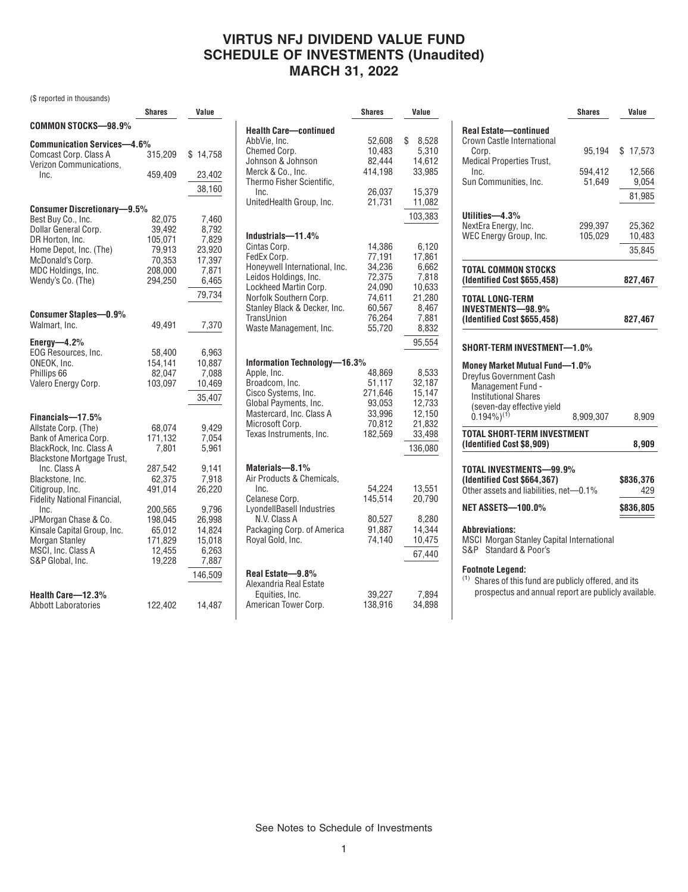# VIRTUS NFJ DIVIDEND VALUE FUND
# SCHEDULE OF INVESTMENTS (Unaudited)
# MARCH 31, 2022

($ reported in thousands)

| | Shares | Value |
|---|---|---|
| **COMMON STOCKS—98.9%** | | |
| **Communication Services—4.6%** | | |
| Comcast Corp. Class A | 315,209 | $ 14,758 |
| Verizon Communications, Inc. | 459,409 | 23,402 |
| | | 38,160 |
| **Consumer Discretionary—9.5%** | | |
| Best Buy Co., Inc. | 82,075 | 7,460 |
| Dollar General Corp. | 39,492 | 8,792 |
| DR Horton, Inc. | 105,071 | 7,829 |
| Home Depot, Inc. (The) | 79,913 | 23,920 |
| McDonald's Corp. | 70,353 | 17,397 |
| MDC Holdings, Inc. | 208,000 | 7,871 |
| Wendy's Co. (The) | 294,250 | 6,465 |
| | | 79,734 |
| **Consumer Staples—0.9%** | | |
| Walmart, Inc. | 49,491 | 7,370 |
| **Energy—4.2%** | | |
| EOG Resources, Inc. | 58,400 | 6,963 |
| ONEOK, Inc. | 154,141 | 10,887 |
| Phillips 66 | 82,047 | 7,088 |
| Valero Energy Corp. | 103,097 | 10,469 |
| | | 35,407 |
| **Financials—17.5%** | | |
| Allstate Corp. (The) | 68,074 | 9,429 |
| Bank of America Corp. | 171,132 | 7,054 |
| BlackRock, Inc. Class A | 7,801 | 5,961 |
| Blackstone Mortgage Trust, Inc. Class A | 287,542 | 9,141 |
| Blackstone, Inc. | 62,375 | 7,918 |
| Citigroup, Inc. | 491,014 | 26,220 |
| Fidelity National Financial, Inc. | 200,565 | 9,796 |
| JPMorgan Chase & Co. | 198,045 | 26,998 |
| Kinsale Capital Group, Inc. | 65,012 | 14,824 |
| Morgan Stanley | 171,829 | 15,018 |
| MSCI, Inc. Class A | 12,455 | 6,263 |
| S&P Global, Inc. | 19,228 | 7,887 |
| | | 146,509 |
| **Health Care—12.3%** | | |
| Abbott Laboratories | 122,402 | 14,487 |
| AbbVie, Inc. | 52,608 | $ 8,528 |
| Chemed Corp. | 10,483 | 5,310 |
| Johnson & Johnson | 82,444 | 14,612 |
| Merck & Co., Inc. | 414,198 | 33,985 |
| Thermo Fisher Scientific, Inc. | 26,037 | 15,379 |
| UnitedHealth Group, Inc. | 21,731 | 11,082 |
| | | 103,383 |
| **Industrials—11.4%** | | |
| Cintas Corp. | 14,386 | 6,120 |
| FedEx Corp. | 77,191 | 17,861 |
| Honeywell International, Inc. | 34,236 | 6,662 |
| Leidos Holdings, Inc. | 72,375 | 7,818 |
| Lockheed Martin Corp. | 24,090 | 10,633 |
| Norfolk Southern Corp. | 74,611 | 21,280 |
| Stanley Black & Decker, Inc. | 60,567 | 8,467 |
| TransUnion | 76,264 | 7,881 |
| Waste Management, Inc. | 55,720 | 8,832 |
| | | 95,554 |
| **Information Technology—16.3%** | | |
| Apple, Inc. | 48,869 | 8,533 |
| Broadcom, Inc. | 51,117 | 32,187 |
| Cisco Systems, Inc. | 271,646 | 15,147 |
| Global Payments, Inc. | 93,053 | 12,733 |
| Mastercard, Inc. Class A | 33,996 | 12,150 |
| Microsoft Corp. | 70,812 | 21,832 |
| Texas Instruments, Inc. | 182,569 | 33,498 |
| | | 136,080 |
| **Materials—8.1%** | | |
| Air Products & Chemicals, Inc. | 54,224 | 13,551 |
| Celanese Corp. | 145,514 | 20,790 |
| LyondellBasell Industries N.V. Class A | 80,527 | 8,280 |
| Packaging Corp. of America | 91,887 | 14,344 |
| Royal Gold, Inc. | 74,140 | 10,475 |
| | | 67,440 |
| **Real Estate—9.8%** | | |
| Alexandria Real Estate Equities, Inc. | 39,227 | 7,894 |
| American Tower Corp. | 138,916 | 34,898 |
| Crown Castle International Corp. | 95,194 | $ 17,573 |
| Medical Properties Trust, Inc. | 594,412 | 12,566 |
| Sun Communities, Inc. | 51,649 | 9,054 |
| | | 81,985 |
| **Utilities—4.3%** | | |
| NextEra Energy, Inc. | 299,397 | 25,362 |
| WEC Energy Group, Inc. | 105,029 | 10,483 |
| | | 35,845 |
| **TOTAL COMMON STOCKS (Identified Cost $655,458)** | | **827,467** |
| **TOTAL LONG-TERM INVESTMENTS—98.9% (Identified Cost $655,458)** | | **827,467** |
| **SHORT-TERM INVESTMENT—1.0%** | | |
| **Money Market Mutual Fund—1.0%** | | |
| Dreyfus Government Cash Management Fund - Institutional Shares (seven-day effective yield 0.194%)[(1)] | 8,909,307 | 8,909 |
| **TOTAL SHORT-TERM INVESTMENT (Identified Cost $8,909)** | | **8,909** |
| **TOTAL INVESTMENTS—99.9% (Identified Cost $664,367)** | | **$836,376** |
| Other assets and liabilities, net—0.1% | | 429 |
| **NET ASSETS—100.0%** | | **$836,805** |

**Abbreviations:**

MSCI Morgan Stanley Capital International

S&P Standard & Poor's

**Footnote Legend:**

(1) Shares of this fund are publicly offered, and its prospectus and annual report are publicly available.

See Notes to Schedule of Investments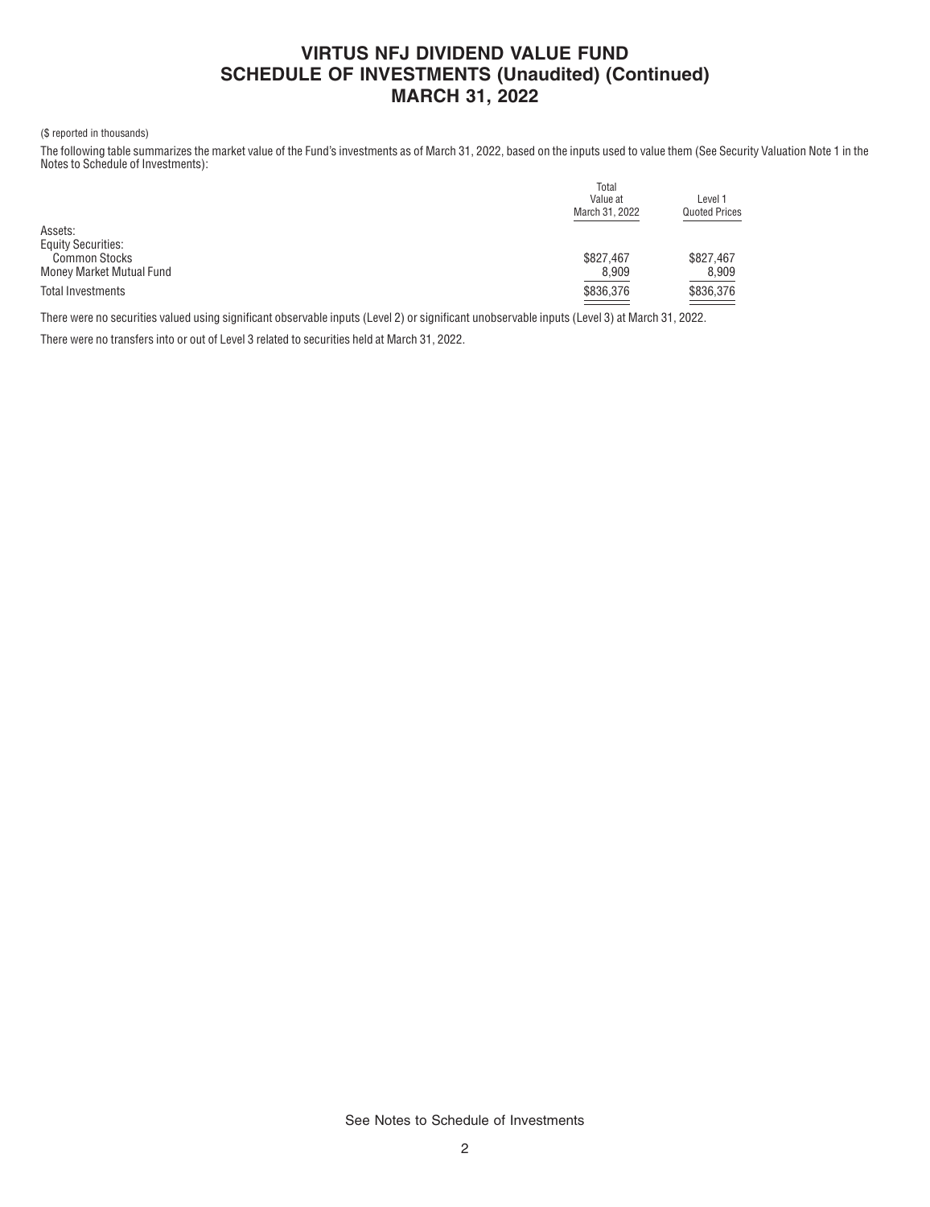# VIRTUS NFJ DIVIDEND VALUE FUND
# SCHEDULE OF INVESTMENTS (Unaudited) (Continued)
# MARCH 31, 2022

($ reported in thousands)

The following table summarizes the market value of the Fund's investments as of March 31, 2022, based on the inputs used to value them (See Security Valuation Note 1 in the Notes to Schedule of Investments):

| | Total Value at March 31, 2022 | Level 1 Quoted Prices |
|---|---|---|
| Assets: | | |
| Equity Securities: | | |
| Common Stocks | $827,467 | $827,467 |
| Money Market Mutual Fund | 8,909 | 8,909 |
| Total Investments | $836,376 | $836,376 |

There were no securities valued using significant observable inputs (Level 2) or significant unobservable inputs (Level 3) at March 31, 2022.

There were no transfers into or out of Level 3 related to securities held at March 31, 2022.

See Notes to Schedule of Investments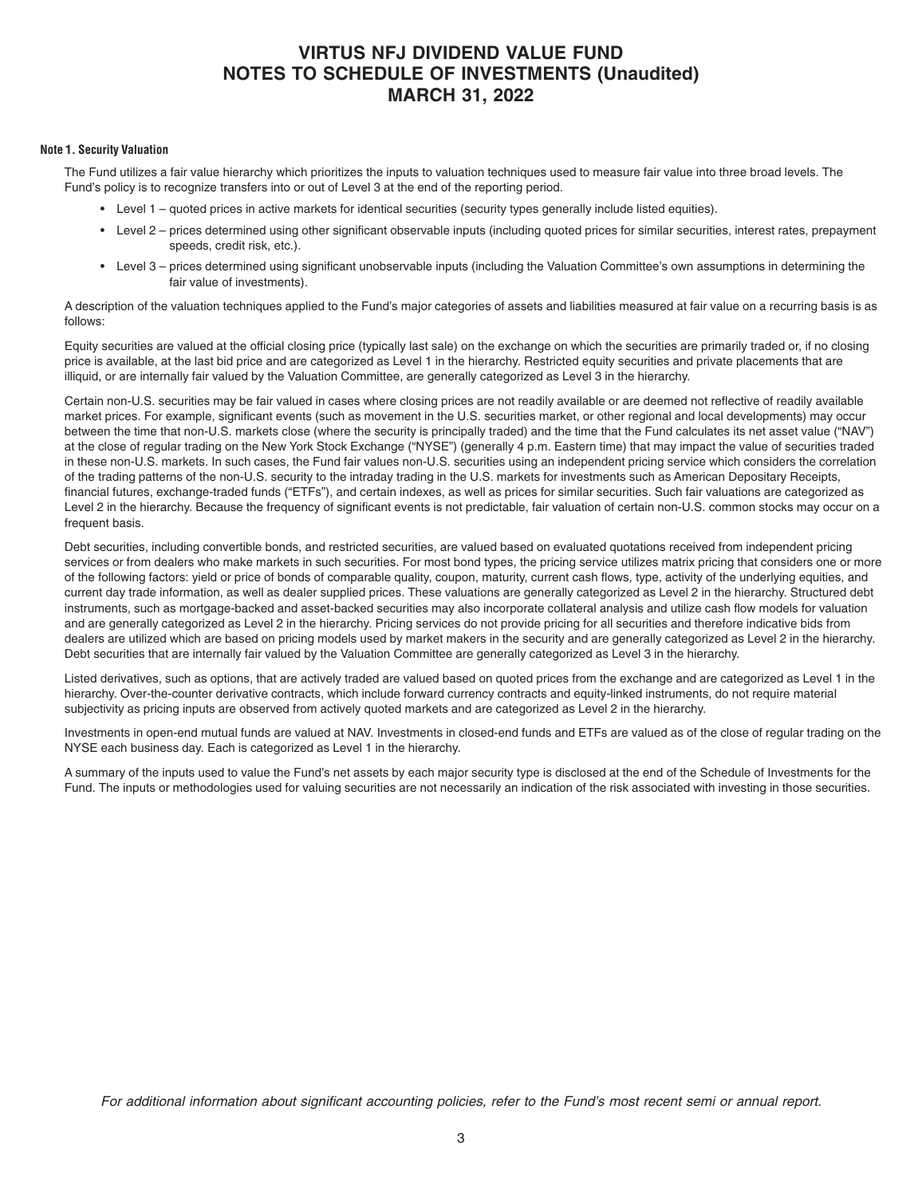# VIRTUS NFJ DIVIDEND VALUE FUND
# NOTES TO SCHEDULE OF INVESTMENTS (Unaudited)
# MARCH 31, 2022

**Note 1. Security Valuation**

The Fund utilizes a fair value hierarchy which prioritizes the inputs to valuation techniques used to measure fair value into three broad levels. The Fund's policy is to recognize transfers into or out of Level 3 at the end of the reporting period.

- Level 1 – quoted prices in active markets for identical securities (security types generally include listed equities).
- Level 2 – prices determined using other significant observable inputs (including quoted prices for similar securities, interest rates, prepayment speeds, credit risk, etc.).
- Level 3 – prices determined using significant unobservable inputs (including the Valuation Committee's own assumptions in determining the fair value of investments).

A description of the valuation techniques applied to the Fund's major categories of assets and liabilities measured at fair value on a recurring basis is as follows:

Equity securities are valued at the official closing price (typically last sale) on the exchange on which the securities are primarily traded or, if no closing price is available, at the last bid price and are categorized as Level 1 in the hierarchy. Restricted equity securities and private placements that are illiquid, or are internally fair valued by the Valuation Committee, are generally categorized as Level 3 in the hierarchy.

Certain non-U.S. securities may be fair valued in cases where closing prices are not readily available or are deemed not reflective of readily available market prices. For example, significant events (such as movement in the U.S. securities market, or other regional and local developments) may occur between the time that non-U.S. markets close (where the security is principally traded) and the time that the Fund calculates its net asset value ("NAV") at the close of regular trading on the New York Stock Exchange ("NYSE") (generally 4 p.m. Eastern time) that may impact the value of securities traded in these non-U.S. markets. In such cases, the Fund fair values non-U.S. securities using an independent pricing service which considers the correlation of the trading patterns of the non-U.S. security to the intraday trading in the U.S. markets for investments such as American Depositary Receipts, financial futures, exchange-traded funds ("ETFs"), and certain indexes, as well as prices for similar securities. Such fair valuations are categorized as Level 2 in the hierarchy. Because the frequency of significant events is not predictable, fair valuation of certain non-U.S. common stocks may occur on a frequent basis.

Debt securities, including convertible bonds, and restricted securities, are valued based on evaluated quotations received from independent pricing services or from dealers who make markets in such securities. For most bond types, the pricing service utilizes matrix pricing that considers one or more of the following factors: yield or price of bonds of comparable quality, coupon, maturity, current cash flows, type, activity of the underlying equities, and current day trade information, as well as dealer supplied prices. These valuations are generally categorized as Level 2 in the hierarchy. Structured debt instruments, such as mortgage-backed and asset-backed securities may also incorporate collateral analysis and utilize cash flow models for valuation and are generally categorized as Level 2 in the hierarchy. Pricing services do not provide pricing for all securities and therefore indicative bids from dealers are utilized which are based on pricing models used by market makers in the security and are generally categorized as Level 2 in the hierarchy. Debt securities that are internally fair valued by the Valuation Committee are generally categorized as Level 3 in the hierarchy.

Listed derivatives, such as options, that are actively traded are valued based on quoted prices from the exchange and are categorized as Level 1 in the hierarchy. Over-the-counter derivative contracts, which include forward currency contracts and equity-linked instruments, do not require material subjectivity as pricing inputs are observed from actively quoted markets and are categorized as Level 2 in the hierarchy.

Investments in open-end mutual funds are valued at NAV. Investments in closed-end funds and ETFs are valued as of the close of regular trading on the NYSE each business day. Each is categorized as Level 1 in the hierarchy.

A summary of the inputs used to value the Fund's net assets by each major security type is disclosed at the end of the Schedule of Investments for the Fund. The inputs or methodologies used for valuing securities are not necessarily an indication of the risk associated with investing in those securities.

*For additional information about significant accounting policies, refer to the Fund's most recent semi or annual report.*